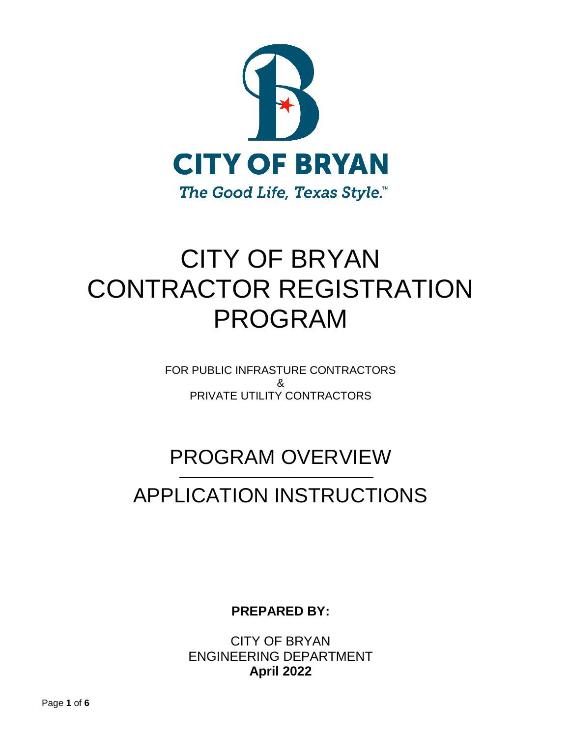CITY OF BRYAN

*The Good Life, Texas Style.™*

# CITY OF BRYAN CONTRACTOR REGISTRATION PROGRAM

FOR PUBLIC INFRASTURE CONTRACTORS
&
PRIVATE UTILITY CONTRACTORS

## PROGRAM OVERVIEW

## APPLICATION INSTRUCTIONS

**PREPARED BY:**

CITY OF BRYAN
ENGINEERING DEPARTMENT
**April 2022**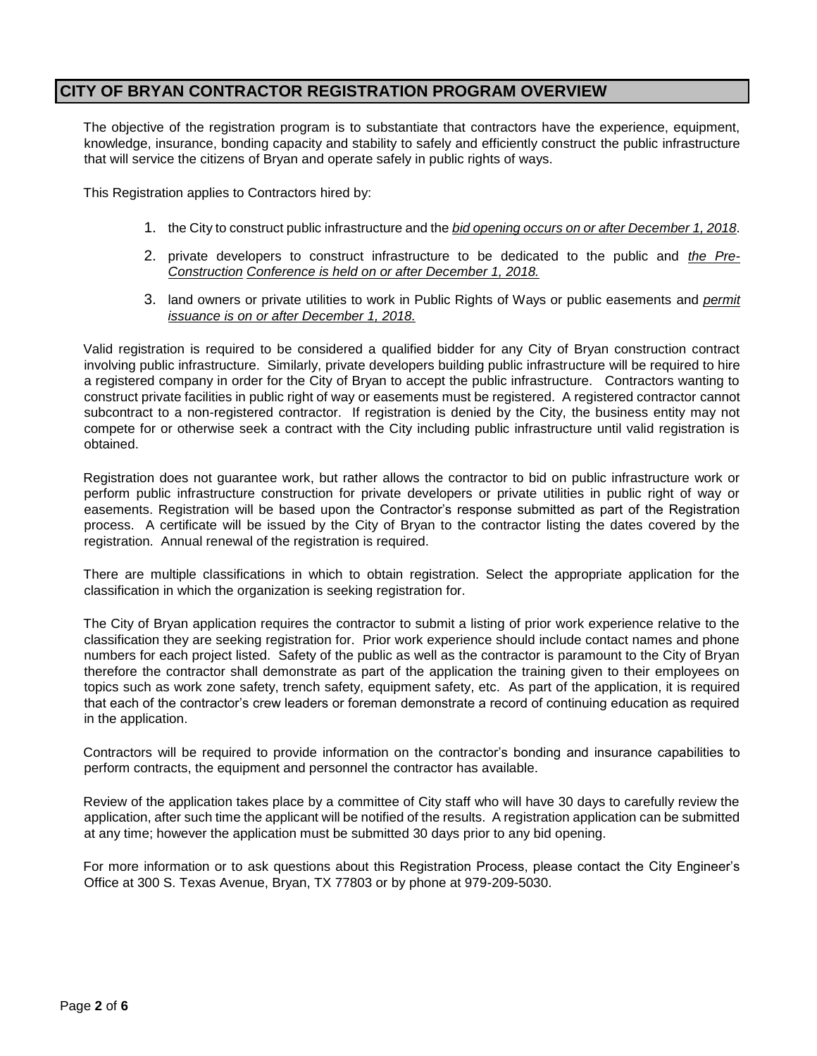## CITY OF BRYAN CONTRACTOR REGISTRATION PROGRAM OVERVIEW

The objective of the registration program is to substantiate that contractors have the experience, equipment, knowledge, insurance, bonding capacity and stability to safely and efficiently construct the public infrastructure that will service the citizens of Bryan and operate safely in public rights of ways.

This Registration applies to Contractors hired by:

1. the City to construct public infrastructure and the *bid opening occurs on or after December 1, 2018*.
2. private developers to construct infrastructure to be dedicated to the public and *the Pre-Construction Conference is held on or after December 1, 2018.*
3. land owners or private utilities to work in Public Rights of Ways or public easements and *permit issuance is on or after December 1, 2018.*

Valid registration is required to be considered a qualified bidder for any City of Bryan construction contract involving public infrastructure. Similarly, private developers building public infrastructure will be required to hire a registered company in order for the City of Bryan to accept the public infrastructure. Contractors wanting to construct private facilities in public right of way or easements must be registered. A registered contractor cannot subcontract to a non-registered contractor. If registration is denied by the City, the business entity may not compete for or otherwise seek a contract with the City including public infrastructure until valid registration is obtained.

Registration does not guarantee work, but rather allows the contractor to bid on public infrastructure work or perform public infrastructure construction for private developers or private utilities in public right of way or easements. Registration will be based upon the Contractor's response submitted as part of the Registration process. A certificate will be issued by the City of Bryan to the contractor listing the dates covered by the registration. Annual renewal of the registration is required.

There are multiple classifications in which to obtain registration. Select the appropriate application for the classification in which the organization is seeking registration for.

The City of Bryan application requires the contractor to submit a listing of prior work experience relative to the classification they are seeking registration for. Prior work experience should include contact names and phone numbers for each project listed. Safety of the public as well as the contractor is paramount to the City of Bryan therefore the contractor shall demonstrate as part of the application the training given to their employees on topics such as work zone safety, trench safety, equipment safety, etc. As part of the application, it is required that each of the contractor's crew leaders or foreman demonstrate a record of continuing education as required in the application.

Contractors will be required to provide information on the contractor's bonding and insurance capabilities to perform contracts, the equipment and personnel the contractor has available.

Review of the application takes place by a committee of City staff who will have 30 days to carefully review the application, after such time the applicant will be notified of the results. A registration application can be submitted at any time; however the application must be submitted 30 days prior to any bid opening.

For more information or to ask questions about this Registration Process, please contact the City Engineer's Office at 300 S. Texas Avenue, Bryan, TX 77803 or by phone at 979-209-5030.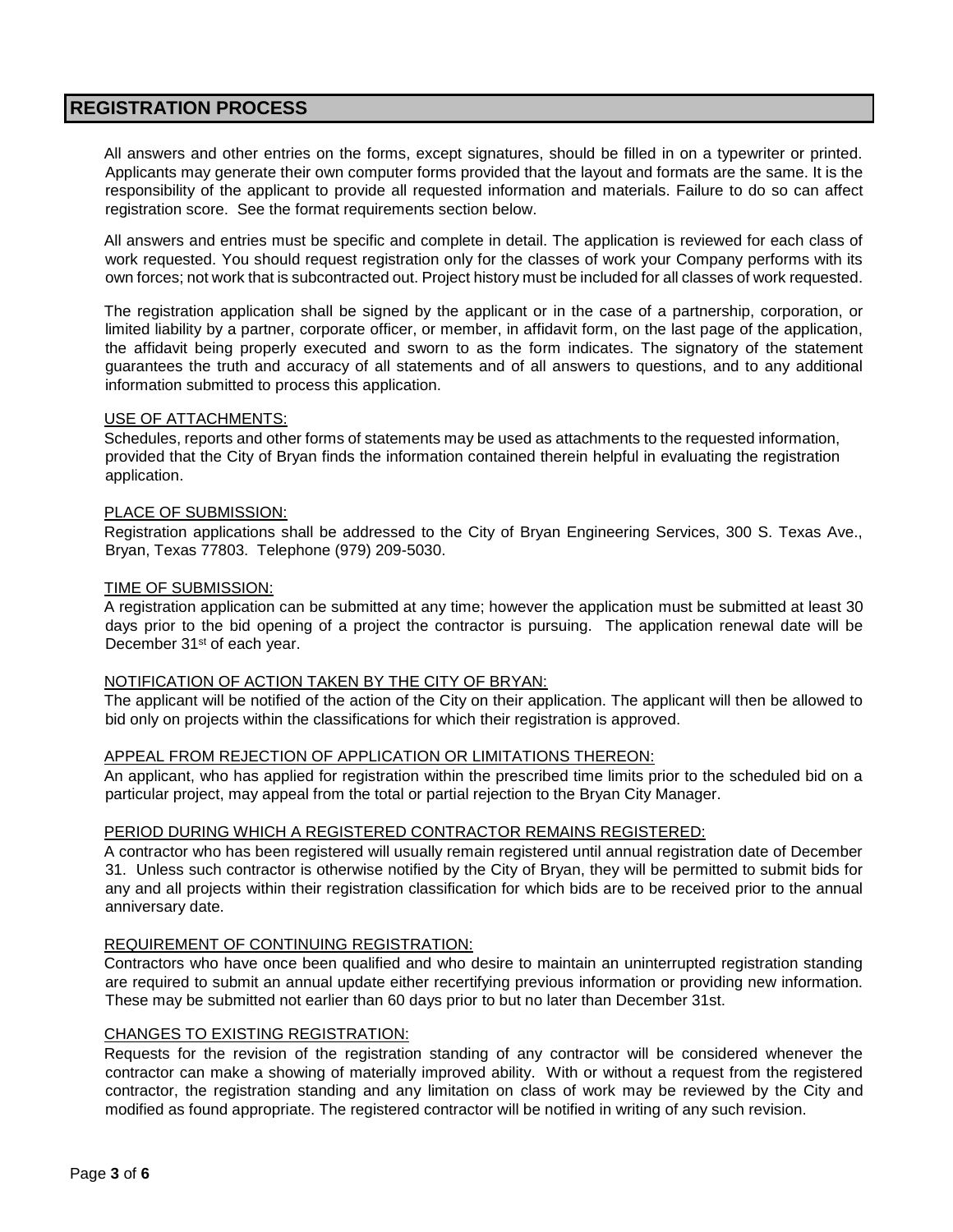## REGISTRATION PROCESS

All answers and other entries on the forms, except signatures, should be filled in on a typewriter or printed. Applicants may generate their own computer forms provided that the layout and formats are the same. It is the responsibility of the applicant to provide all requested information and materials. Failure to do so can affect registration score. See the format requirements section below.

All answers and entries must be specific and complete in detail. The application is reviewed for each class of work requested. You should request registration only for the classes of work your Company performs with its own forces; not work that is subcontracted out. Project history must be included for all classes of work requested.

The registration application shall be signed by the applicant or in the case of a partnership, corporation, or limited liability by a partner, corporate officer, or member, in affidavit form, on the last page of the application, the affidavit being properly executed and sworn to as the form indicates. The signatory of the statement guarantees the truth and accuracy of all statements and of all answers to questions, and to any additional information submitted to process this application.

<u>USE OF ATTACHMENTS:</u>

Schedules, reports and other forms of statements may be used as attachments to the requested information, provided that the City of Bryan finds the information contained therein helpful in evaluating the registration application.

<u>PLACE OF SUBMISSION:</u>

Registration applications shall be addressed to the City of Bryan Engineering Services, 300 S. Texas Ave., Bryan, Texas 77803. Telephone (979) 209-5030.

<u>TIME OF SUBMISSION:</u>

A registration application can be submitted at any time; however the application must be submitted at least 30 days prior to the bid opening of a project the contractor is pursuing. The application renewal date will be December 31st of each year.

<u>NOTIFICATION OF ACTION TAKEN BY THE CITY OF BRYAN:</u>

The applicant will be notified of the action of the City on their application. The applicant will then be allowed to bid only on projects within the classifications for which their registration is approved.

<u>APPEAL FROM REJECTION OF APPLICATION OR LIMITATIONS THEREON:</u>

An applicant, who has applied for registration within the prescribed time limits prior to the scheduled bid on a particular project, may appeal from the total or partial rejection to the Bryan City Manager.

<u>PERIOD DURING WHICH A REGISTERED CONTRACTOR REMAINS REGISTERED:</u>

A contractor who has been registered will usually remain registered until annual registration date of December 31. Unless such contractor is otherwise notified by the City of Bryan, they will be permitted to submit bids for any and all projects within their registration classification for which bids are to be received prior to the annual anniversary date.

<u>REQUIREMENT OF CONTINUING REGISTRATION:</u>

Contractors who have once been qualified and who desire to maintain an uninterrupted registration standing are required to submit an annual update either recertifying previous information or providing new information. These may be submitted not earlier than 60 days prior to but no later than December 31st.

<u>CHANGES TO EXISTING REGISTRATION:</u>

Requests for the revision of the registration standing of any contractor will be considered whenever the contractor can make a showing of materially improved ability. With or without a request from the registered contractor, the registration standing and any limitation on class of work may be reviewed by the City and modified as found appropriate. The registered contractor will be notified in writing of any such revision.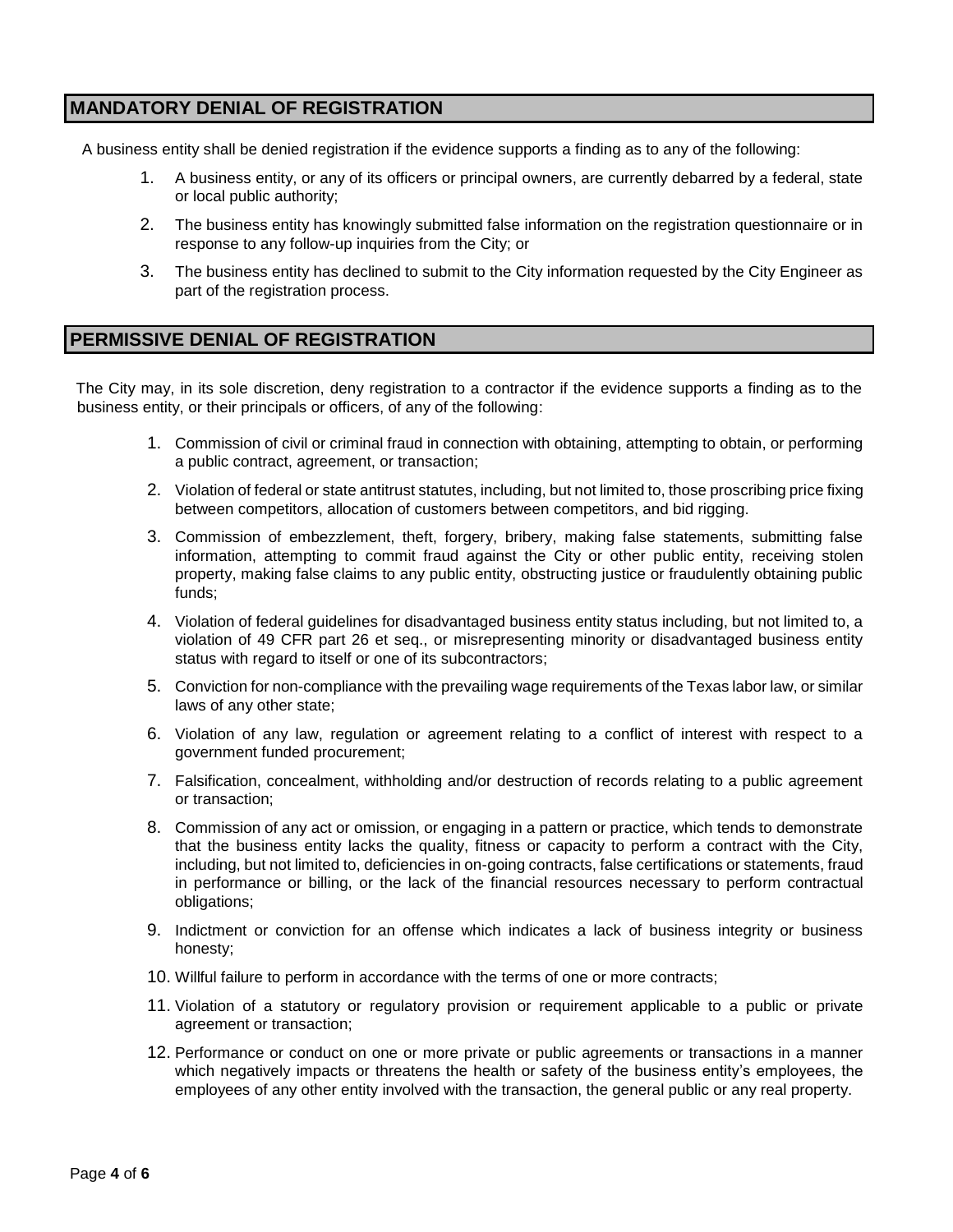## MANDATORY DENIAL OF REGISTRATION

A business entity shall be denied registration if the evidence supports a finding as to any of the following:

1. A business entity, or any of its officers or principal owners, are currently debarred by a federal, state or local public authority;
2. The business entity has knowingly submitted false information on the registration questionnaire or in response to any follow-up inquiries from the City; or
3. The business entity has declined to submit to the City information requested by the City Engineer as part of the registration process.

## PERMISSIVE DENIAL OF REGISTRATION

The City may, in its sole discretion, deny registration to a contractor if the evidence supports a finding as to the business entity, or their principals or officers, of any of the following:

1. Commission of civil or criminal fraud in connection with obtaining, attempting to obtain, or performing a public contract, agreement, or transaction;
2. Violation of federal or state antitrust statutes, including, but not limited to, those proscribing price fixing between competitors, allocation of customers between competitors, and bid rigging.
3. Commission of embezzlement, theft, forgery, bribery, making false statements, submitting false information, attempting to commit fraud against the City or other public entity, receiving stolen property, making false claims to any public entity, obstructing justice or fraudulently obtaining public funds;
4. Violation of federal guidelines for disadvantaged business entity status including, but not limited to, a violation of 49 CFR part 26 et seq., or misrepresenting minority or disadvantaged business entity status with regard to itself or one of its subcontractors;
5. Conviction for non-compliance with the prevailing wage requirements of the Texas labor law, or similar laws of any other state;
6. Violation of any law, regulation or agreement relating to a conflict of interest with respect to a government funded procurement;
7. Falsification, concealment, withholding and/or destruction of records relating to a public agreement or transaction;
8. Commission of any act or omission, or engaging in a pattern or practice, which tends to demonstrate that the business entity lacks the quality, fitness or capacity to perform a contract with the City, including, but not limited to, deficiencies in on-going contracts, false certifications or statements, fraud in performance or billing, or the lack of the financial resources necessary to perform contractual obligations;
9. Indictment or conviction for an offense which indicates a lack of business integrity or business honesty;
10. Willful failure to perform in accordance with the terms of one or more contracts;
11. Violation of a statutory or regulatory provision or requirement applicable to a public or private agreement or transaction;
12. Performance or conduct on one or more private or public agreements or transactions in a manner which negatively impacts or threatens the health or safety of the business entity's employees, the employees of any other entity involved with the transaction, the general public or any real property.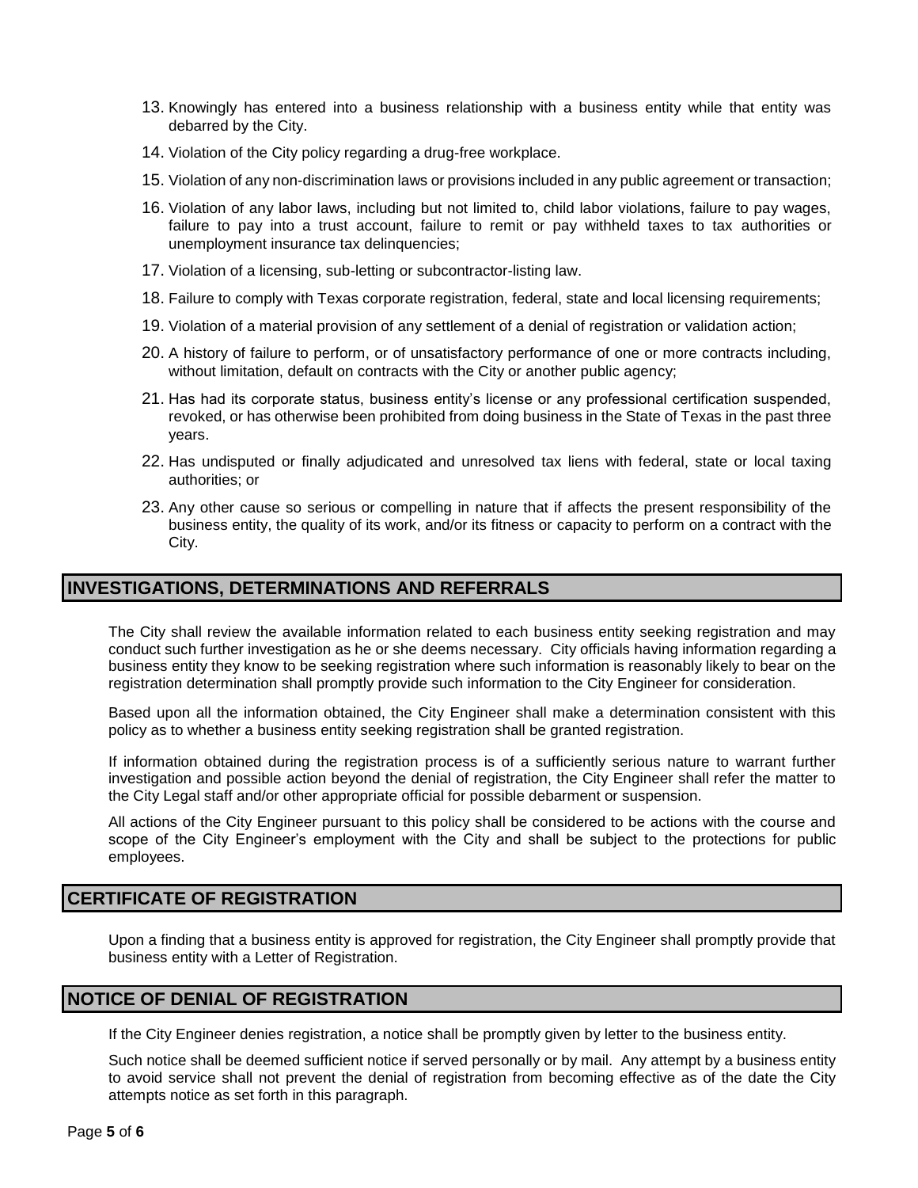13. Knowingly has entered into a business relationship with a business entity while that entity was debarred by the City.
14. Violation of the City policy regarding a drug-free workplace.
15. Violation of any non-discrimination laws or provisions included in any public agreement or transaction;
16. Violation of any labor laws, including but not limited to, child labor violations, failure to pay wages, failure to pay into a trust account, failure to remit or pay withheld taxes to tax authorities or unemployment insurance tax delinquencies;
17. Violation of a licensing, sub-letting or subcontractor-listing law.
18. Failure to comply with Texas corporate registration, federal, state and local licensing requirements;
19. Violation of a material provision of any settlement of a denial of registration or validation action;
20. A history of failure to perform, or of unsatisfactory performance of one or more contracts including, without limitation, default on contracts with the City or another public agency;
21. Has had its corporate status, business entity's license or any professional certification suspended, revoked, or has otherwise been prohibited from doing business in the State of Texas in the past three years.
22. Has undisputed or finally adjudicated and unresolved tax liens with federal, state or local taxing authorities; or
23. Any other cause so serious or compelling in nature that if affects the present responsibility of the business entity, the quality of its work, and/or its fitness or capacity to perform on a contract with the City.

## INVESTIGATIONS, DETERMINATIONS AND REFERRALS

The City shall review the available information related to each business entity seeking registration and may conduct such further investigation as he or she deems necessary. City officials having information regarding a business entity they know to be seeking registration where such information is reasonably likely to bear on the registration determination shall promptly provide such information to the City Engineer for consideration.

Based upon all the information obtained, the City Engineer shall make a determination consistent with this policy as to whether a business entity seeking registration shall be granted registration.

If information obtained during the registration process is of a sufficiently serious nature to warrant further investigation and possible action beyond the denial of registration, the City Engineer shall refer the matter to the City Legal staff and/or other appropriate official for possible debarment or suspension.

All actions of the City Engineer pursuant to this policy shall be considered to be actions with the course and scope of the City Engineer's employment with the City and shall be subject to the protections for public employees.

## CERTIFICATE OF REGISTRATION

Upon a finding that a business entity is approved for registration, the City Engineer shall promptly provide that business entity with a Letter of Registration.

## NOTICE OF DENIAL OF REGISTRATION

If the City Engineer denies registration, a notice shall be promptly given by letter to the business entity.

Such notice shall be deemed sufficient notice if served personally or by mail. Any attempt by a business entity to avoid service shall not prevent the denial of registration from becoming effective as of the date the City attempts notice as set forth in this paragraph.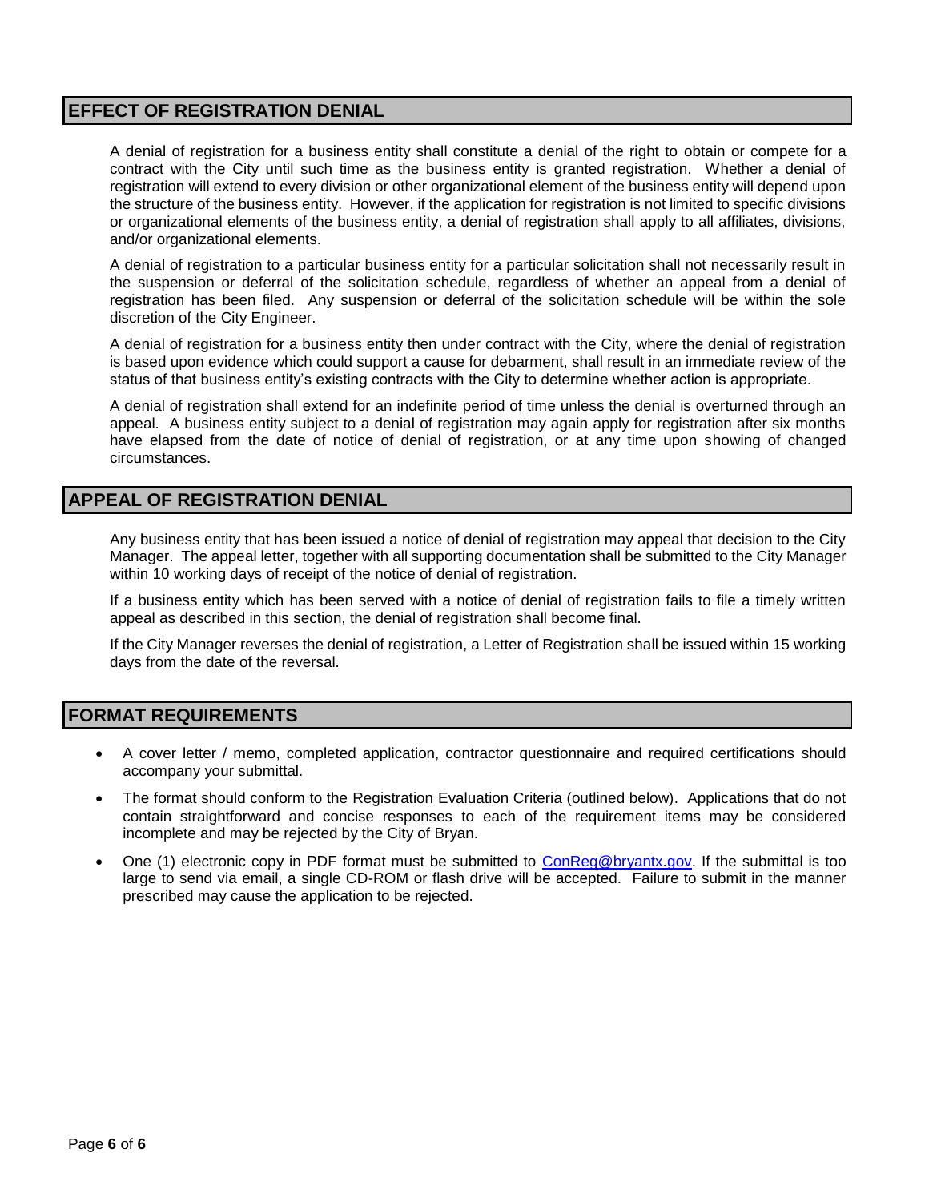## EFFECT OF REGISTRATION DENIAL

A denial of registration for a business entity shall constitute a denial of the right to obtain or compete for a contract with the City until such time as the business entity is granted registration. Whether a denial of registration will extend to every division or other organizational element of the business entity will depend upon the structure of the business entity. However, if the application for registration is not limited to specific divisions or organizational elements of the business entity, a denial of registration shall apply to all affiliates, divisions, and/or organizational elements.

A denial of registration to a particular business entity for a particular solicitation shall not necessarily result in the suspension or deferral of the solicitation schedule, regardless of whether an appeal from a denial of registration has been filed. Any suspension or deferral of the solicitation schedule will be within the sole discretion of the City Engineer.

A denial of registration for a business entity then under contract with the City, where the denial of registration is based upon evidence which could support a cause for debarment, shall result in an immediate review of the status of that business entity's existing contracts with the City to determine whether action is appropriate.

A denial of registration shall extend for an indefinite period of time unless the denial is overturned through an appeal. A business entity subject to a denial of registration may again apply for registration after six months have elapsed from the date of notice of denial of registration, or at any time upon showing of changed circumstances.

## APPEAL OF REGISTRATION DENIAL

Any business entity that has been issued a notice of denial of registration may appeal that decision to the City Manager. The appeal letter, together with all supporting documentation shall be submitted to the City Manager within 10 working days of receipt of the notice of denial of registration.

If a business entity which has been served with a notice of denial of registration fails to file a timely written appeal as described in this section, the denial of registration shall become final.

If the City Manager reverses the denial of registration, a Letter of Registration shall be issued within 15 working days from the date of the reversal.

## FORMAT REQUIREMENTS

- A cover letter / memo, completed application, contractor questionnaire and required certifications should accompany your submittal.
- The format should conform to the Registration Evaluation Criteria (outlined below). Applications that do not contain straightforward and concise responses to each of the requirement items may be considered incomplete and may be rejected by the City of Bryan.
- One (1) electronic copy in PDF format must be submitted to ConReg@bryantx.gov. If the submittal is too large to send via email, a single CD-ROM or flash drive will be accepted. Failure to submit in the manner prescribed may cause the application to be rejected.